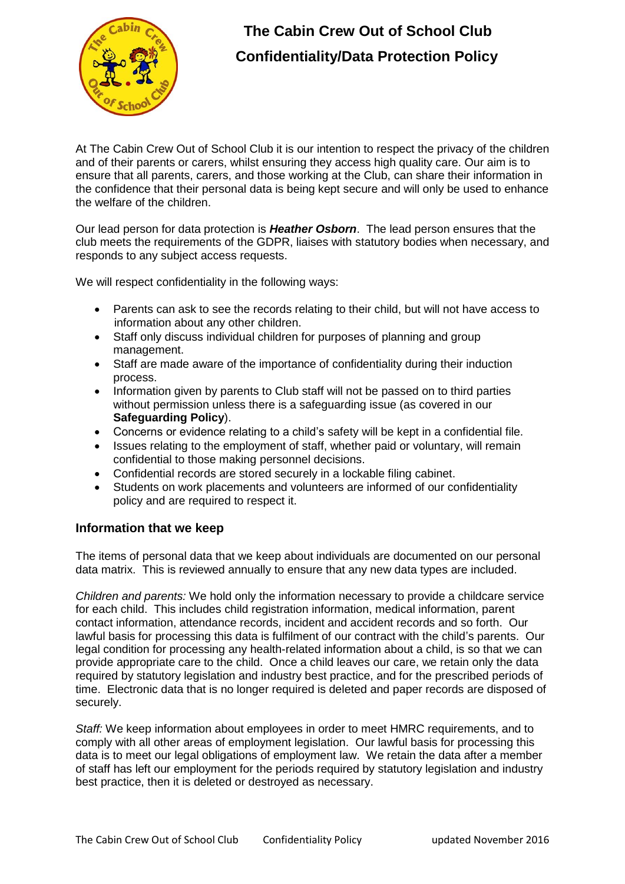# The Cabin Crew Out of School Club
# Confidentiality/Data Protection Policy

At The Cabin Crew Out of School Club it is our intention to respect the privacy of the children and of their parents or carers, whilst ensuring they access high quality care. Our aim is to ensure that all parents, carers, and those working at the Club, can share their information in the confidence that their personal data is being kept secure and will only be used to enhance the welfare of the children.

Our lead person for data protection is ***Heather Osborn***. The lead person ensures that the club meets the requirements of the GDPR, liaises with statutory bodies when necessary, and responds to any subject access requests.

We will respect confidentiality in the following ways:

- Parents can ask to see the records relating to their child, but will not have access to information about any other children.
- Staff only discuss individual children for purposes of planning and group management.
- Staff are made aware of the importance of confidentiality during their induction process.
- Information given by parents to Club staff will not be passed on to third parties without permission unless there is a safeguarding issue (as covered in our **Safeguarding Policy**).
- Concerns or evidence relating to a child's safety will be kept in a confidential file.
- Issues relating to the employment of staff, whether paid or voluntary, will remain confidential to those making personnel decisions.
- Confidential records are stored securely in a lockable filing cabinet.
- Students on work placements and volunteers are informed of our confidentiality policy and are required to respect it.

## Information that we keep

The items of personal data that we keep about individuals are documented on our personal data matrix. This is reviewed annually to ensure that any new data types are included.

*Children and parents:* We hold only the information necessary to provide a childcare service for each child. This includes child registration information, medical information, parent contact information, attendance records, incident and accident records and so forth. Our lawful basis for processing this data is fulfilment of our contract with the child's parents. Our legal condition for processing any health-related information about a child, is so that we can provide appropriate care to the child. Once a child leaves our care, we retain only the data required by statutory legislation and industry best practice, and for the prescribed periods of time. Electronic data that is no longer required is deleted and paper records are disposed of securely.

*Staff:* We keep information about employees in order to meet HMRC requirements, and to comply with all other areas of employment legislation. Our lawful basis for processing this data is to meet our legal obligations of employment law. We retain the data after a member of staff has left our employment for the periods required by statutory legislation and industry best practice, then it is deleted or destroyed as necessary.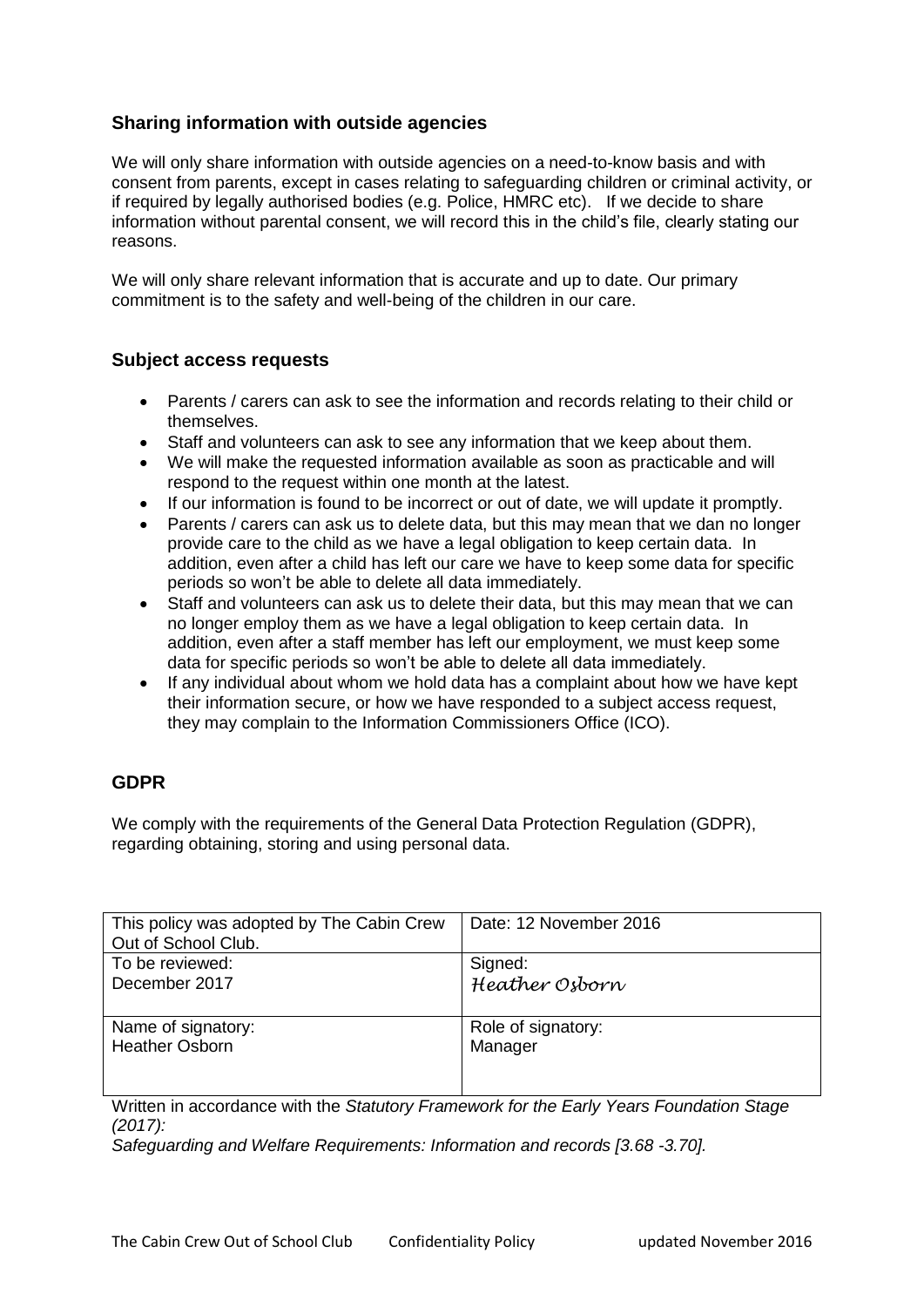## Sharing information with outside agencies

We will only share information with outside agencies on a need-to-know basis and with consent from parents, except in cases relating to safeguarding children or criminal activity, or if required by legally authorised bodies (e.g. Police, HMRC etc). If we decide to share information without parental consent, we will record this in the child's file, clearly stating our reasons.

We will only share relevant information that is accurate and up to date. Our primary commitment is to the safety and well-being of the children in our care.

## Subject access requests

- Parents / carers can ask to see the information and records relating to their child or themselves.
- Staff and volunteers can ask to see any information that we keep about them.
- We will make the requested information available as soon as practicable and will respond to the request within one month at the latest.
- If our information is found to be incorrect or out of date, we will update it promptly.
- Parents / carers can ask us to delete data, but this may mean that we dan no longer provide care to the child as we have a legal obligation to keep certain data. In addition, even after a child has left our care we have to keep some data for specific periods so won't be able to delete all data immediately.
- Staff and volunteers can ask us to delete their data, but this may mean that we can no longer employ them as we have a legal obligation to keep certain data. In addition, even after a staff member has left our employment, we must keep some data for specific periods so won't be able to delete all data immediately.
- If any individual about whom we hold data has a complaint about how we have kept their information secure, or how we have responded to a subject access request, they may complain to the Information Commissioners Office (ICO).

## GDPR

We comply with the requirements of the General Data Protection Regulation (GDPR), regarding obtaining, storing and using personal data.

| | |
|---|---|
| This policy was adopted by The Cabin Crew Out of School Club. | Date: 12 November 2016 |
| To be reviewed: December 2017 | Signed: *Heather Osborn* |
| Name of signatory: Heather Osborn | Role of signatory: Manager |

Written in accordance with the *Statutory Framework for the Early Years Foundation Stage (2017): Safeguarding and Welfare Requirements: Information and records [3.68 -3.70].*